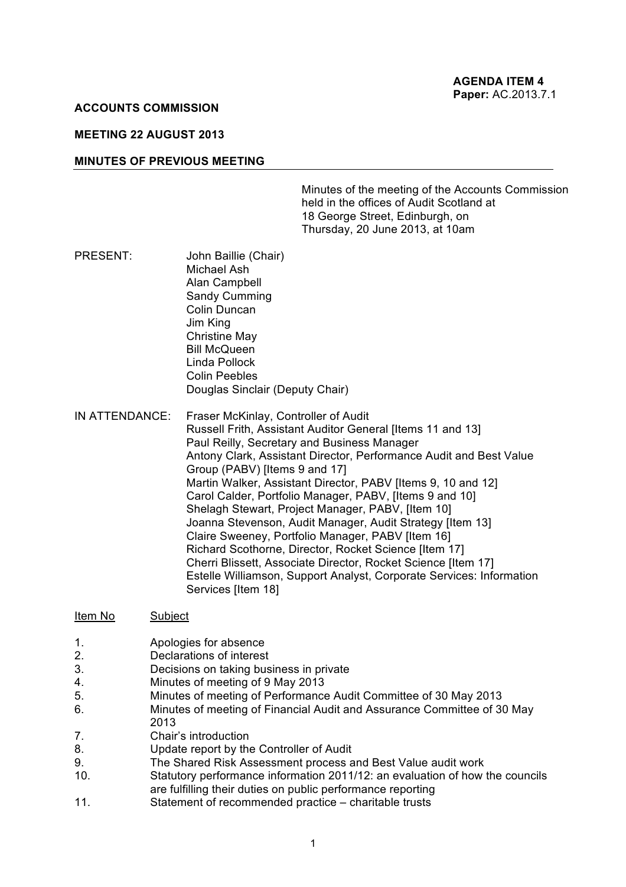**AGENDA ITEM 4**
**Paper:** AC.2013.7.1

**ACCOUNTS COMMISSION**

**MEETING 22 AUGUST 2013**

**MINUTES OF PREVIOUS MEETING**

Minutes of the meeting of the Accounts Commission held in the offices of Audit Scotland at 18 George Street, Edinburgh, on Thursday, 20 June 2013, at 10am

PRESENT:
John Baillie (Chair)
Michael Ash
Alan Campbell
Sandy Cumming
Colin Duncan
Jim King
Christine May
Bill McQueen
Linda Pollock
Colin Peebles
Douglas Sinclair (Deputy Chair)

IN ATTENDANCE:
Fraser McKinlay, Controller of Audit
Russell Frith, Assistant Auditor General [Items 11 and 13]
Paul Reilly, Secretary and Business Manager
Antony Clark, Assistant Director, Performance Audit and Best Value Group (PABV) [Items 9 and 17]
Martin Walker, Assistant Director, PABV [Items 9, 10 and 12]
Carol Calder, Portfolio Manager, PABV, [Items 9 and 10]
Shelagh Stewart, Project Manager, PABV, [Item 10]
Joanna Stevenson, Audit Manager, Audit Strategy [Item 13]
Claire Sweeney, Portfolio Manager, PABV [Item 16]
Richard Scothorne, Director, Rocket Science [Item 17]
Cherri Blissett, Associate Director, Rocket Science [Item 17]
Estelle Williamson, Support Analyst, Corporate Services: Information Services [Item 18]

| Item No | Subject |
|---|---|
| 1. | Apologies for absence |
| 2. | Declarations of interest |
| 3. | Decisions on taking business in private |
| 4. | Minutes of meeting of 9 May 2013 |
| 5. | Minutes of meeting of Performance Audit Committee of 30 May 2013 |
| 6. | Minutes of meeting of Financial Audit and Assurance Committee of 30 May 2013 |
| 7. | Chair's introduction |
| 8. | Update report by the Controller of Audit |
| 9. | The Shared Risk Assessment process and Best Value audit work |
| 10. | Statutory performance information 2011/12: an evaluation of how the councils are fulfilling their duties on public performance reporting |
| 11. | Statement of recommended practice – charitable trusts |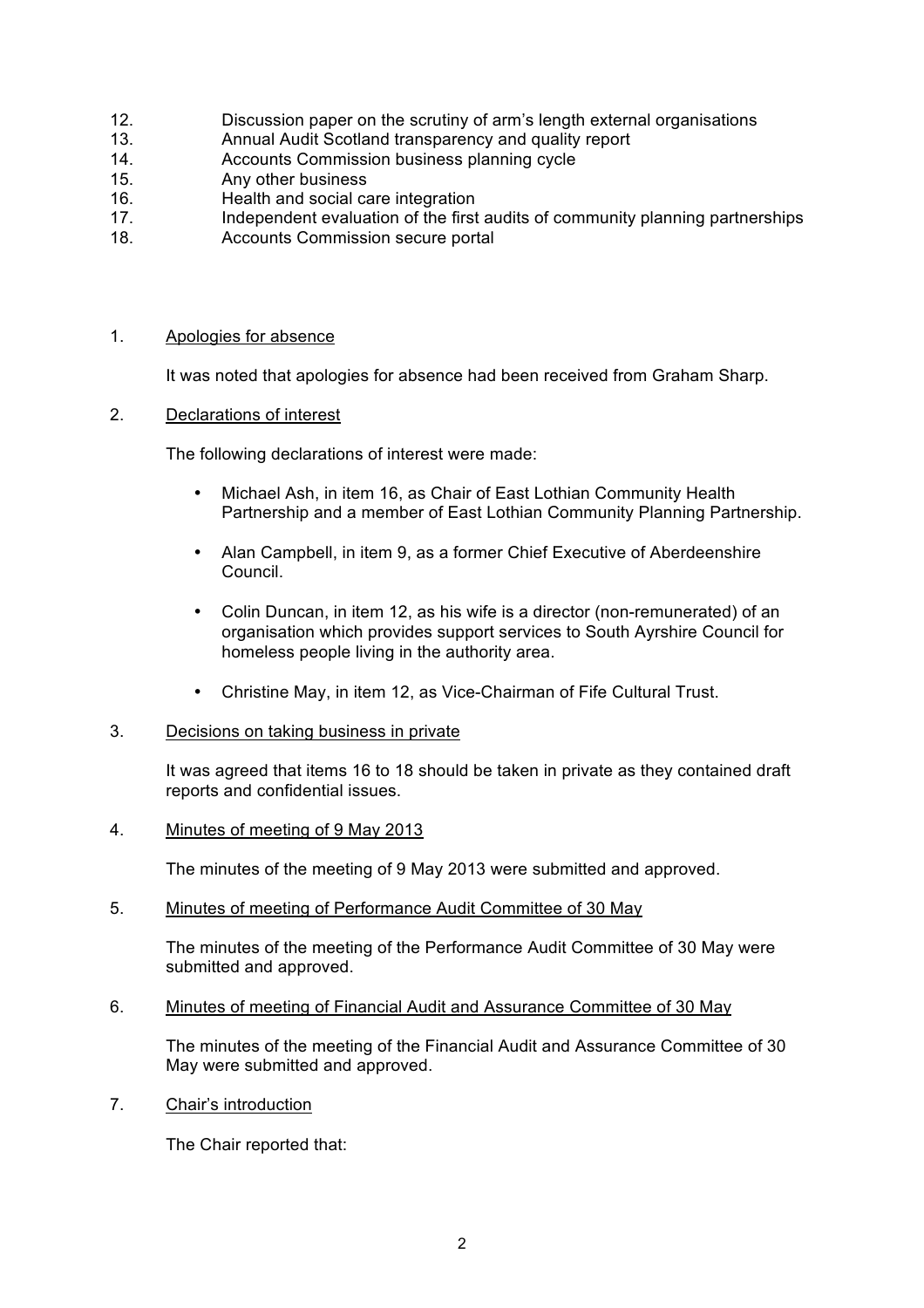12. Discussion paper on the scrutiny of arm's length external organisations
13. Annual Audit Scotland transparency and quality report
14. Accounts Commission business planning cycle
15. Any other business
16. Health and social care integration
17. Independent evaluation of the first audits of community planning partnerships
18. Accounts Commission secure portal

1. Apologies for absence

   It was noted that apologies for absence had been received from Graham Sharp.

2. Declarations of interest

   The following declarations of interest were made:

   - Michael Ash, in item 16, as Chair of East Lothian Community Health Partnership and a member of East Lothian Community Planning Partnership.

   - Alan Campbell, in item 9, as a former Chief Executive of Aberdeenshire Council.

   - Colin Duncan, in item 12, as his wife is a director (non-remunerated) of an organisation which provides support services to South Ayrshire Council for homeless people living in the authority area.

   - Christine May, in item 12, as Vice-Chairman of Fife Cultural Trust.

3. Decisions on taking business in private

   It was agreed that items 16 to 18 should be taken in private as they contained draft reports and confidential issues.

4. Minutes of meeting of 9 May 2013

   The minutes of the meeting of 9 May 2013 were submitted and approved.

5. Minutes of meeting of Performance Audit Committee of 30 May

   The minutes of the meeting of the Performance Audit Committee of 30 May were submitted and approved.

6. Minutes of meeting of Financial Audit and Assurance Committee of 30 May

   The minutes of the meeting of the Financial Audit and Assurance Committee of 30 May were submitted and approved.

7. Chair's introduction

   The Chair reported that: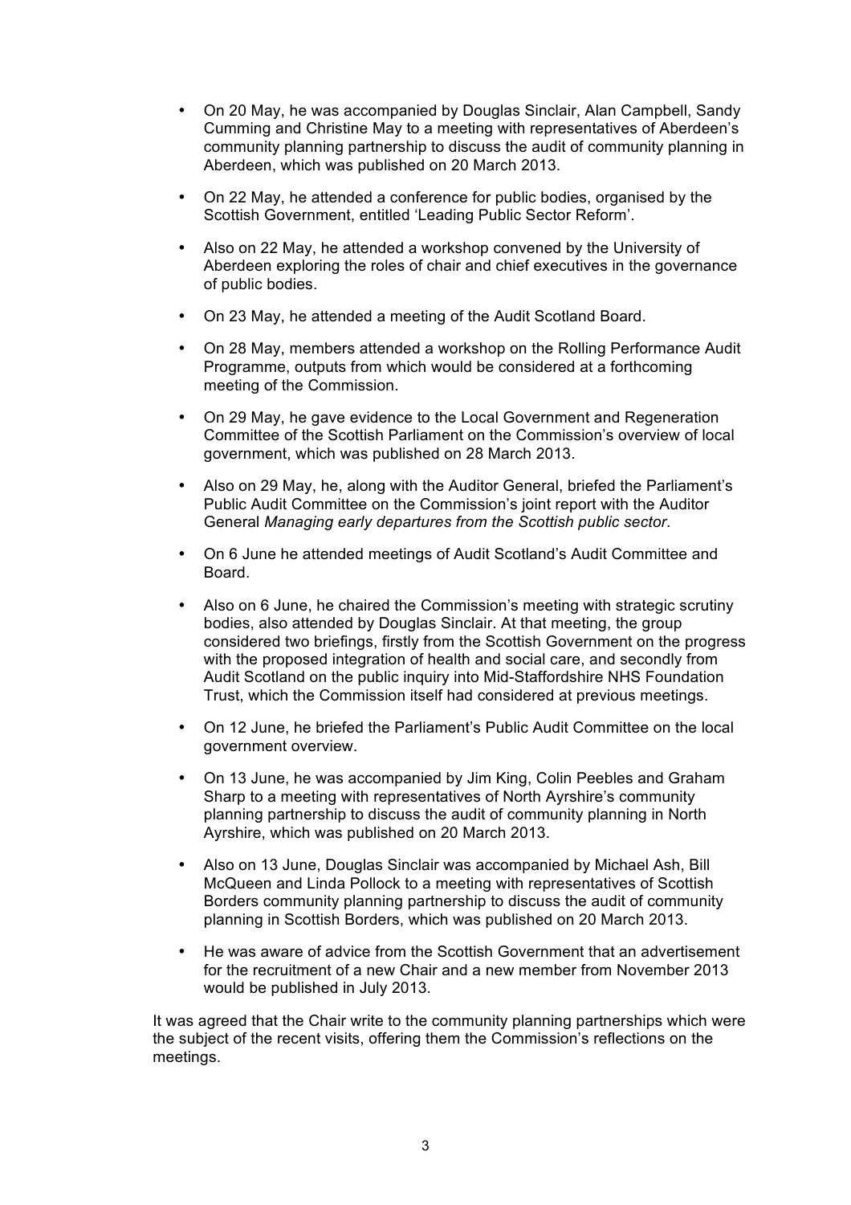- On 20 May, he was accompanied by Douglas Sinclair, Alan Campbell, Sandy Cumming and Christine May to a meeting with representatives of Aberdeen's community planning partnership to discuss the audit of community planning in Aberdeen, which was published on 20 March 2013.

- On 22 May, he attended a conference for public bodies, organised by the Scottish Government, entitled 'Leading Public Sector Reform'.

- Also on 22 May, he attended a workshop convened by the University of Aberdeen exploring the roles of chair and chief executives in the governance of public bodies.

- On 23 May, he attended a meeting of the Audit Scotland Board.

- On 28 May, members attended a workshop on the Rolling Performance Audit Programme, outputs from which would be considered at a forthcoming meeting of the Commission.

- On 29 May, he gave evidence to the Local Government and Regeneration Committee of the Scottish Parliament on the Commission's overview of local government, which was published on 28 March 2013.

- Also on 29 May, he, along with the Auditor General, briefed the Parliament's Public Audit Committee on the Commission's joint report with the Auditor General *Managing early departures from the Scottish public sector*.

- On 6 June he attended meetings of Audit Scotland's Audit Committee and Board.

- Also on 6 June, he chaired the Commission's meeting with strategic scrutiny bodies, also attended by Douglas Sinclair. At that meeting, the group considered two briefings, firstly from the Scottish Government on the progress with the proposed integration of health and social care, and secondly from Audit Scotland on the public inquiry into Mid-Staffordshire NHS Foundation Trust, which the Commission itself had considered at previous meetings.

- On 12 June, he briefed the Parliament's Public Audit Committee on the local government overview.

- On 13 June, he was accompanied by Jim King, Colin Peebles and Graham Sharp to a meeting with representatives of North Ayrshire's community planning partnership to discuss the audit of community planning in North Ayrshire, which was published on 20 March 2013.

- Also on 13 June, Douglas Sinclair was accompanied by Michael Ash, Bill McQueen and Linda Pollock to a meeting with representatives of Scottish Borders community planning partnership to discuss the audit of community planning in Scottish Borders, which was published on 20 March 2013.

- He was aware of advice from the Scottish Government that an advertisement for the recruitment of a new Chair and a new member from November 2013 would be published in July 2013.

It was agreed that the Chair write to the community planning partnerships which were the subject of the recent visits, offering them the Commission's reflections on the meetings.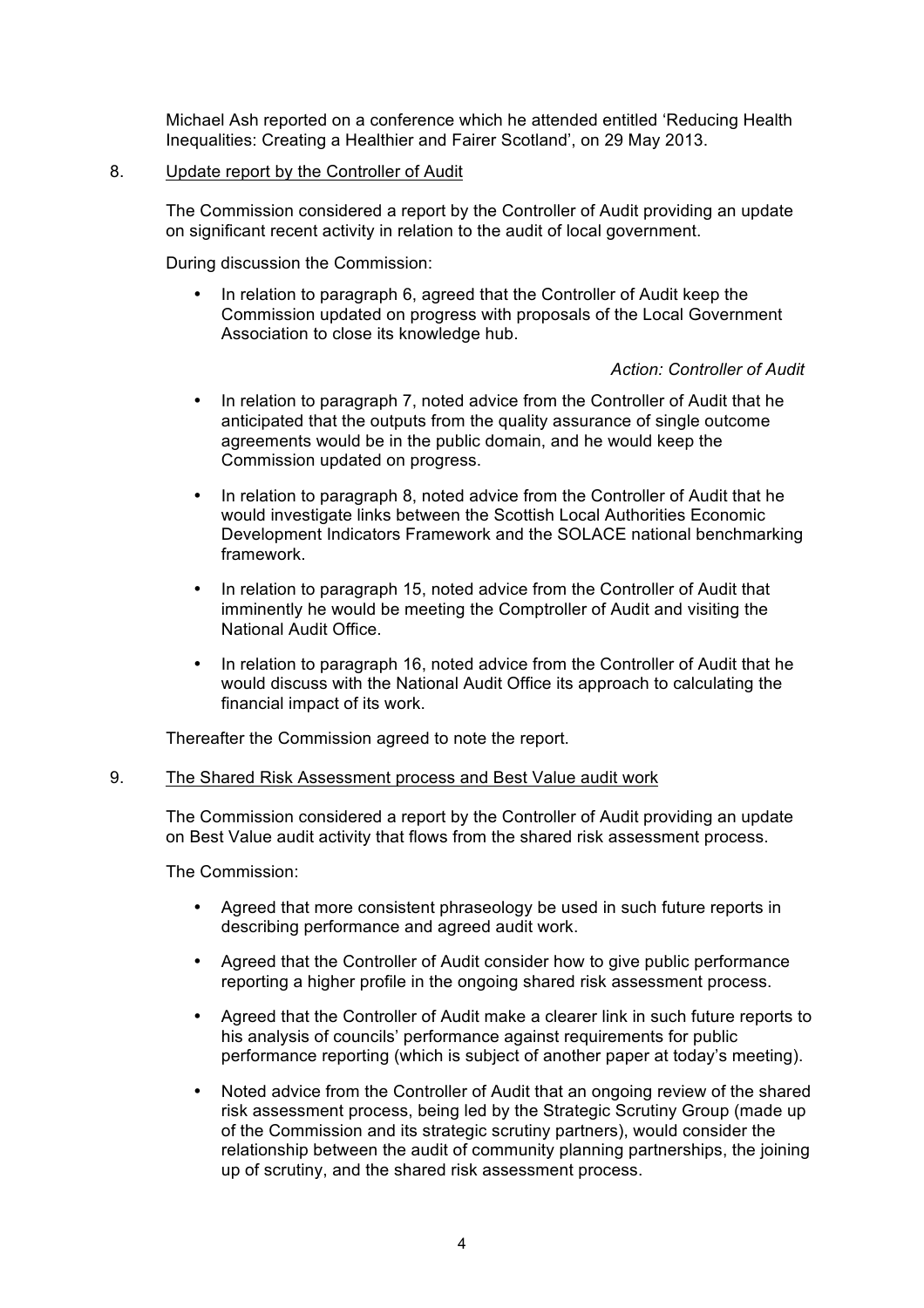Michael Ash reported on a conference which he attended entitled 'Reducing Health Inequalities: Creating a Healthier and Fairer Scotland', on 29 May 2013.

8. Update report by the Controller of Audit

The Commission considered a report by the Controller of Audit providing an update on significant recent activity in relation to the audit of local government.

During discussion the Commission:

- In relation to paragraph 6, agreed that the Controller of Audit keep the Commission updated on progress with proposals of the Local Government Association to close its knowledge hub.

  *Action: Controller of Audit*

- In relation to paragraph 7, noted advice from the Controller of Audit that he anticipated that the outputs from the quality assurance of single outcome agreements would be in the public domain, and he would keep the Commission updated on progress.

- In relation to paragraph 8, noted advice from the Controller of Audit that he would investigate links between the Scottish Local Authorities Economic Development Indicators Framework and the SOLACE national benchmarking framework.

- In relation to paragraph 15, noted advice from the Controller of Audit that imminently he would be meeting the Comptroller of Audit and visiting the National Audit Office.

- In relation to paragraph 16, noted advice from the Controller of Audit that he would discuss with the National Audit Office its approach to calculating the financial impact of its work.

Thereafter the Commission agreed to note the report.

9. The Shared Risk Assessment process and Best Value audit work

The Commission considered a report by the Controller of Audit providing an update on Best Value audit activity that flows from the shared risk assessment process.

The Commission:

- Agreed that more consistent phraseology be used in such future reports in describing performance and agreed audit work.

- Agreed that the Controller of Audit consider how to give public performance reporting a higher profile in the ongoing shared risk assessment process.

- Agreed that the Controller of Audit make a clearer link in such future reports to his analysis of councils' performance against requirements for public performance reporting (which is subject of another paper at today's meeting).

- Noted advice from the Controller of Audit that an ongoing review of the shared risk assessment process, being led by the Strategic Scrutiny Group (made up of the Commission and its strategic scrutiny partners), would consider the relationship between the audit of community planning partnerships, the joining up of scrutiny, and the shared risk assessment process.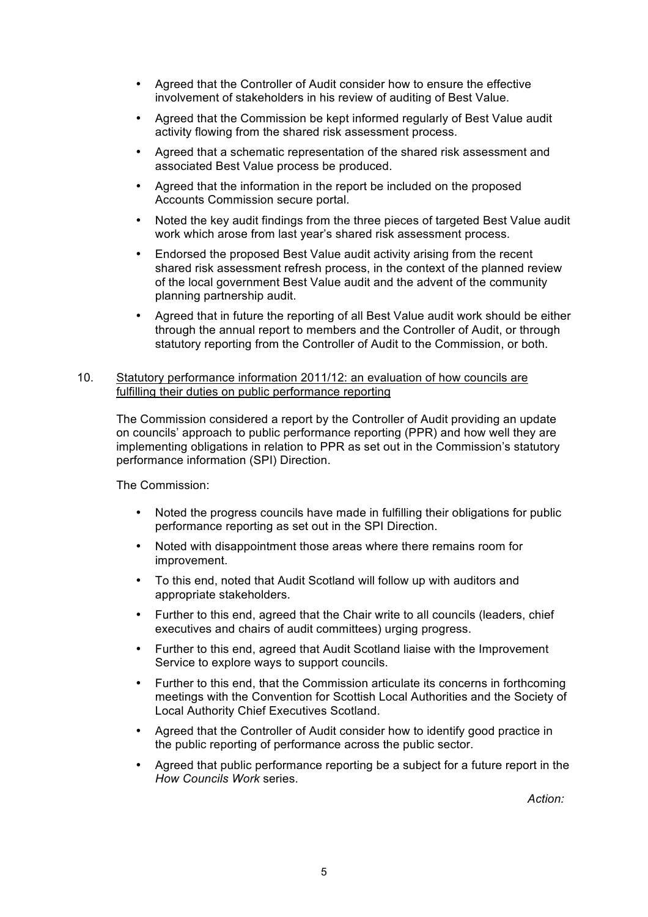- Agreed that the Controller of Audit consider how to ensure the effective involvement of stakeholders in his review of auditing of Best Value.
- Agreed that the Commission be kept informed regularly of Best Value audit activity flowing from the shared risk assessment process.
- Agreed that a schematic representation of the shared risk assessment and associated Best Value process be produced.
- Agreed that the information in the report be included on the proposed Accounts Commission secure portal.
- Noted the key audit findings from the three pieces of targeted Best Value audit work which arose from last year's shared risk assessment process.
- Endorsed the proposed Best Value audit activity arising from the recent shared risk assessment refresh process, in the context of the planned review of the local government Best Value audit and the advent of the community planning partnership audit.
- Agreed that in future the reporting of all Best Value audit work should be either through the annual report to members and the Controller of Audit, or through statutory reporting from the Controller of Audit to the Commission, or both.

10. <u>Statutory performance information 2011/12: an evaluation of how councils are fulfilling their duties on public performance reporting</u>

The Commission considered a report by the Controller of Audit providing an update on councils' approach to public performance reporting (PPR) and how well they are implementing obligations in relation to PPR as set out in the Commission's statutory performance information (SPI) Direction.

The Commission:

- Noted the progress councils have made in fulfilling their obligations for public performance reporting as set out in the SPI Direction.
- Noted with disappointment those areas where there remains room for improvement.
- To this end, noted that Audit Scotland will follow up with auditors and appropriate stakeholders.
- Further to this end, agreed that the Chair write to all councils (leaders, chief executives and chairs of audit committees) urging progress.
- Further to this end, agreed that Audit Scotland liaise with the Improvement Service to explore ways to support councils.
- Further to this end, that the Commission articulate its concerns in forthcoming meetings with the Convention for Scottish Local Authorities and the Society of Local Authority Chief Executives Scotland.
- Agreed that the Controller of Audit consider how to identify good practice in the public reporting of performance across the public sector.
- Agreed that public performance reporting be a subject for a future report in the *How Councils Work* series.

*Action:*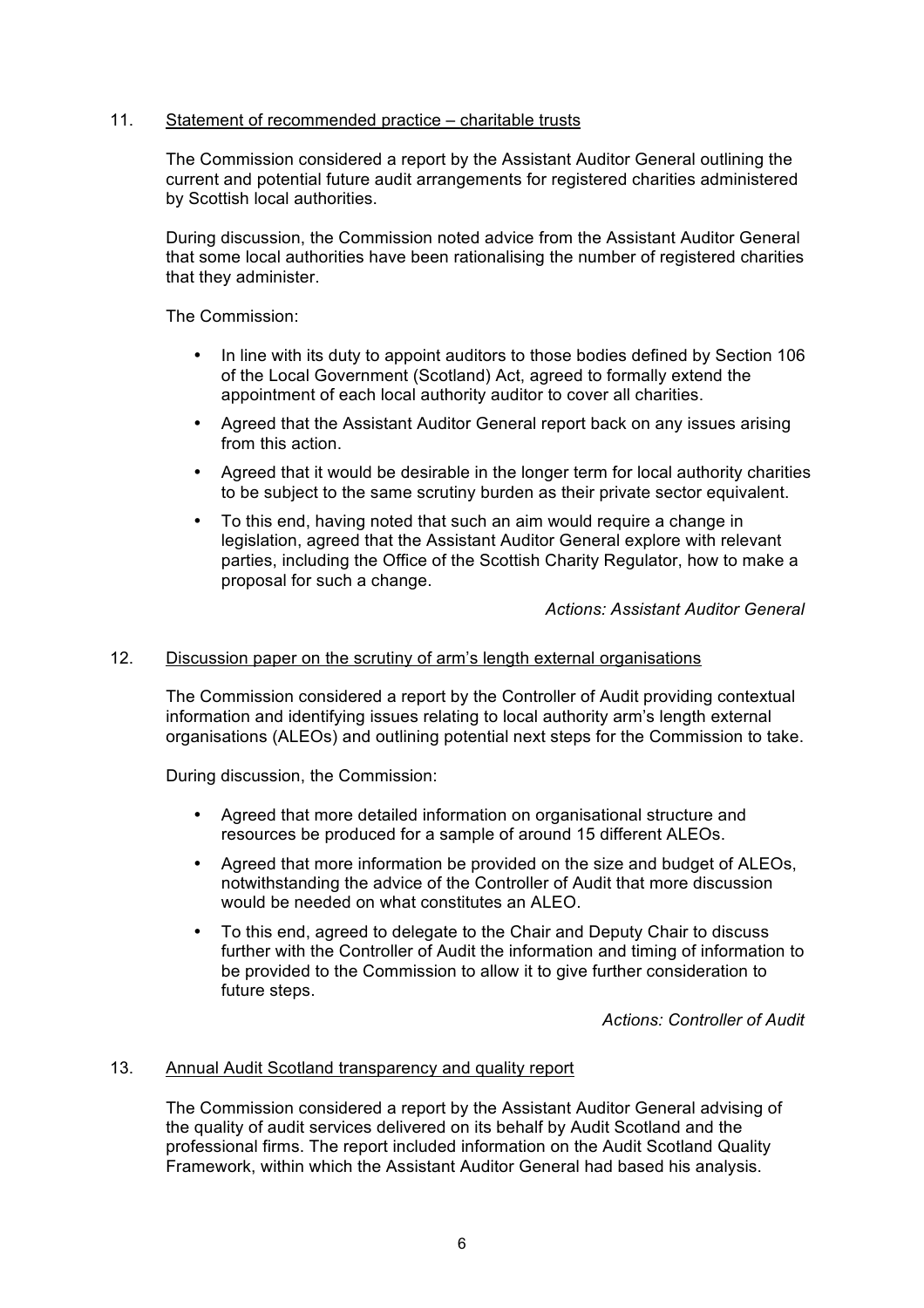11. Statement of recommended practice – charitable trusts

The Commission considered a report by the Assistant Auditor General outlining the current and potential future audit arrangements for registered charities administered by Scottish local authorities.

During discussion, the Commission noted advice from the Assistant Auditor General that some local authorities have been rationalising the number of registered charities that they administer.

The Commission:

- In line with its duty to appoint auditors to those bodies defined by Section 106 of the Local Government (Scotland) Act, agreed to formally extend the appointment of each local authority auditor to cover all charities.
- Agreed that the Assistant Auditor General report back on any issues arising from this action.
- Agreed that it would be desirable in the longer term for local authority charities to be subject to the same scrutiny burden as their private sector equivalent.
- To this end, having noted that such an aim would require a change in legislation, agreed that the Assistant Auditor General explore with relevant parties, including the Office of the Scottish Charity Regulator, how to make a proposal for such a change.

*Actions: Assistant Auditor General*

12. Discussion paper on the scrutiny of arm's length external organisations

The Commission considered a report by the Controller of Audit providing contextual information and identifying issues relating to local authority arm's length external organisations (ALEOs) and outlining potential next steps for the Commission to take.

During discussion, the Commission:

- Agreed that more detailed information on organisational structure and resources be produced for a sample of around 15 different ALEOs.
- Agreed that more information be provided on the size and budget of ALEOs, notwithstanding the advice of the Controller of Audit that more discussion would be needed on what constitutes an ALEO.
- To this end, agreed to delegate to the Chair and Deputy Chair to discuss further with the Controller of Audit the information and timing of information to be provided to the Commission to allow it to give further consideration to future steps.

*Actions: Controller of Audit*

13. Annual Audit Scotland transparency and quality report

The Commission considered a report by the Assistant Auditor General advising of the quality of audit services delivered on its behalf by Audit Scotland and the professional firms. The report included information on the Audit Scotland Quality Framework, within which the Assistant Auditor General had based his analysis.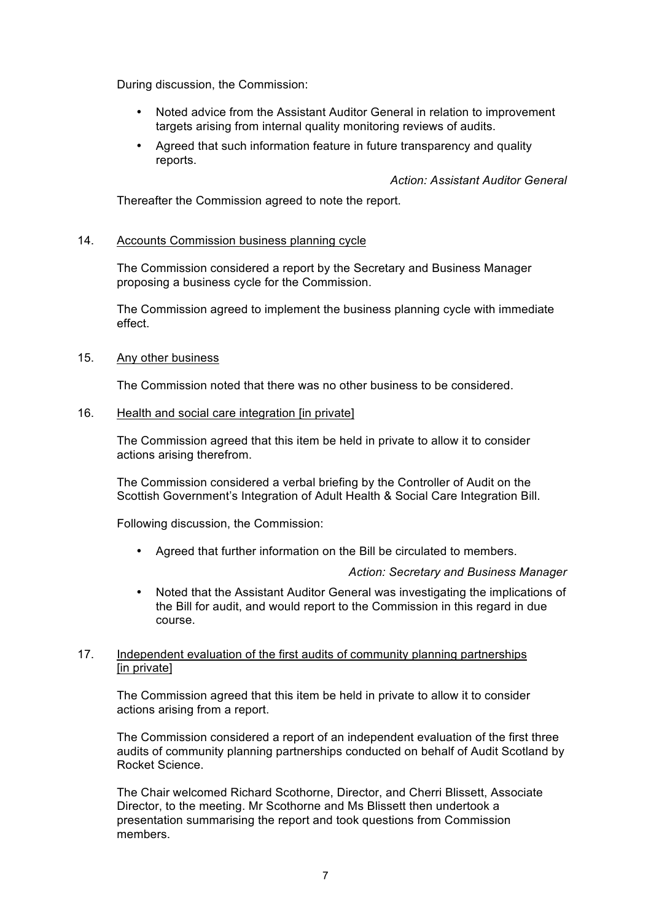During discussion, the Commission:

- Noted advice from the Assistant Auditor General in relation to improvement targets arising from internal quality monitoring reviews of audits.
- Agreed that such information feature in future transparency and quality reports.

*Action: Assistant Auditor General*

Thereafter the Commission agreed to note the report.

14. Accounts Commission business planning cycle

The Commission considered a report by the Secretary and Business Manager proposing a business cycle for the Commission.

The Commission agreed to implement the business planning cycle with immediate effect.

15. Any other business

The Commission noted that there was no other business to be considered.

16. Health and social care integration [in private]

The Commission agreed that this item be held in private to allow it to consider actions arising therefrom.

The Commission considered a verbal briefing by the Controller of Audit on the Scottish Government's Integration of Adult Health & Social Care Integration Bill.

Following discussion, the Commission:

- Agreed that further information on the Bill be circulated to members.

*Action: Secretary and Business Manager*

- Noted that the Assistant Auditor General was investigating the implications of the Bill for audit, and would report to the Commission in this regard in due course.

17. Independent evaluation of the first audits of community planning partnerships [in private]

The Commission agreed that this item be held in private to allow it to consider actions arising from a report.

The Commission considered a report of an independent evaluation of the first three audits of community planning partnerships conducted on behalf of Audit Scotland by Rocket Science.

The Chair welcomed Richard Scothorne, Director, and Cherri Blissett, Associate Director, to the meeting. Mr Scothorne and Ms Blissett then undertook a presentation summarising the report and took questions from Commission members.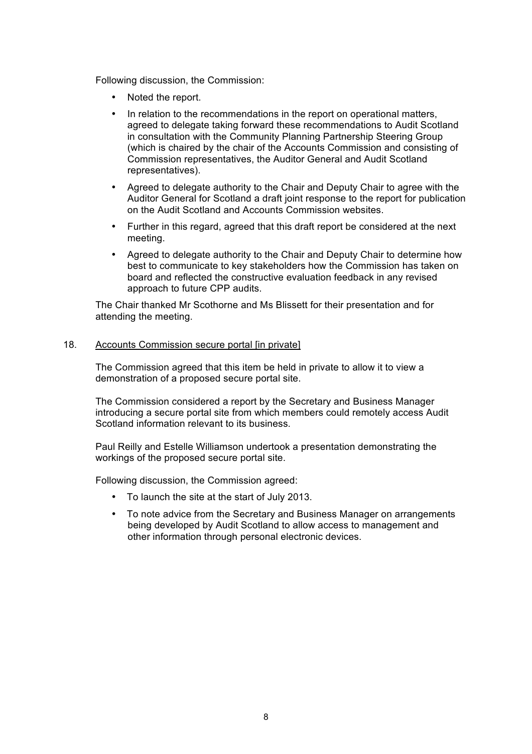Following discussion, the Commission:

- Noted the report.
- In relation to the recommendations in the report on operational matters, agreed to delegate taking forward these recommendations to Audit Scotland in consultation with the Community Planning Partnership Steering Group (which is chaired by the chair of the Accounts Commission and consisting of Commission representatives, the Auditor General and Audit Scotland representatives).
- Agreed to delegate authority to the Chair and Deputy Chair to agree with the Auditor General for Scotland a draft joint response to the report for publication on the Audit Scotland and Accounts Commission websites.
- Further in this regard, agreed that this draft report be considered at the next meeting.
- Agreed to delegate authority to the Chair and Deputy Chair to determine how best to communicate to key stakeholders how the Commission has taken on board and reflected the constructive evaluation feedback in any revised approach to future CPP audits.

The Chair thanked Mr Scothorne and Ms Blissett for their presentation and for attending the meeting.

18. Accounts Commission secure portal [in private]

The Commission agreed that this item be held in private to allow it to view a demonstration of a proposed secure portal site.

The Commission considered a report by the Secretary and Business Manager introducing a secure portal site from which members could remotely access Audit Scotland information relevant to its business.

Paul Reilly and Estelle Williamson undertook a presentation demonstrating the workings of the proposed secure portal site.

Following discussion, the Commission agreed:

- To launch the site at the start of July 2013.
- To note advice from the Secretary and Business Manager on arrangements being developed by Audit Scotland to allow access to management and other information through personal electronic devices.